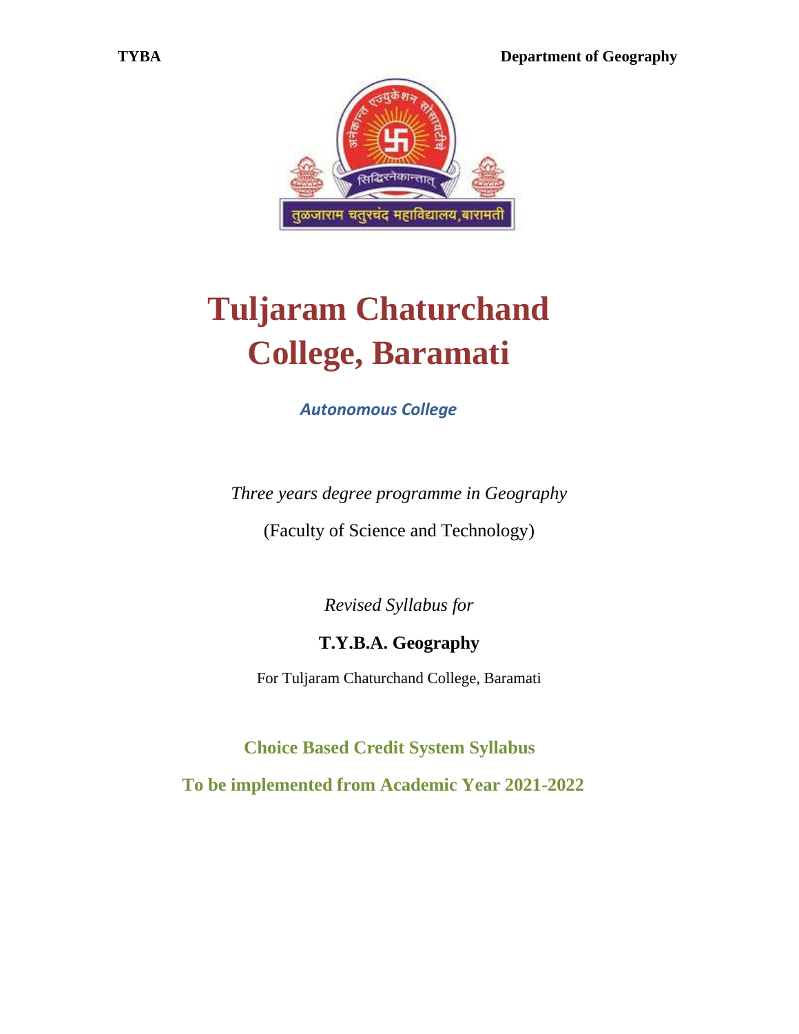# Tuljaram Chaturchand College, Baramati

***Autonomous College***

*Three years degree programme in Geography*

(Faculty of Science and Technology)

*Revised Syllabus for*

**T.Y.B.A. Geography**

For Tuljaram Chaturchand College, Baramati

**Choice Based Credit System Syllabus**

**To be implemented from Academic Year 2021-2022**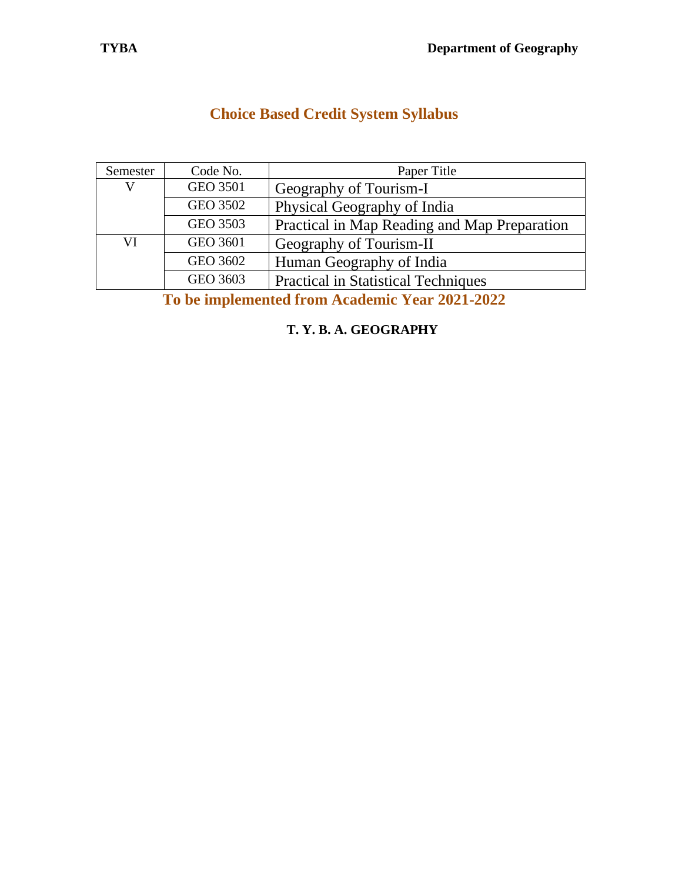## Choice Based Credit System Syllabus

| Semester | Code No. | Paper Title |
|---|---|---|
| V | GEO 3501 | Geography of Tourism-I |
| | GEO 3502 | Physical Geography of India |
| | GEO 3503 | Practical in Map Reading and Map Preparation |
| VI | GEO 3601 | Geography of Tourism-II |
| | GEO 3602 | Human Geography of India |
| | GEO 3603 | Practical in Statistical Techniques |

**To be implemented from Academic Year 2021-2022**

**T. Y. B. A. GEOGRAPHY**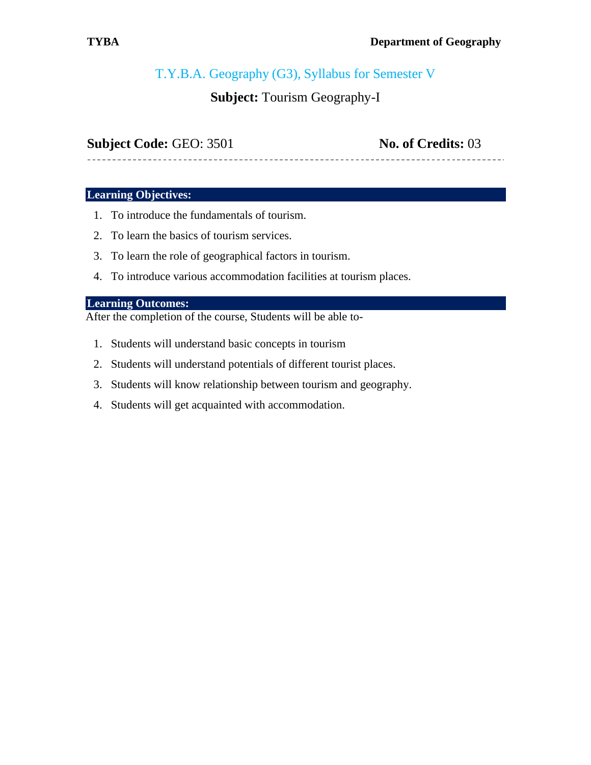## T.Y.B.A. Geography (G3), Syllabus for Semester V

### **Subject:** Tourism Geography-I

**Subject Code:** GEO: 3501 **No. of Credits:** 03

---

**Learning Objectives:**

1. To introduce the fundamentals of tourism.
2. To learn the basics of tourism services.
3. To learn the role of geographical factors in tourism.
4. To introduce various accommodation facilities at tourism places.

**Learning Outcomes:**

After the completion of the course, Students will be able to-

1. Students will understand basic concepts in tourism
2. Students will understand potentials of different tourist places.
3. Students will know relationship between tourism and geography.
4. Students will get acquainted with accommodation.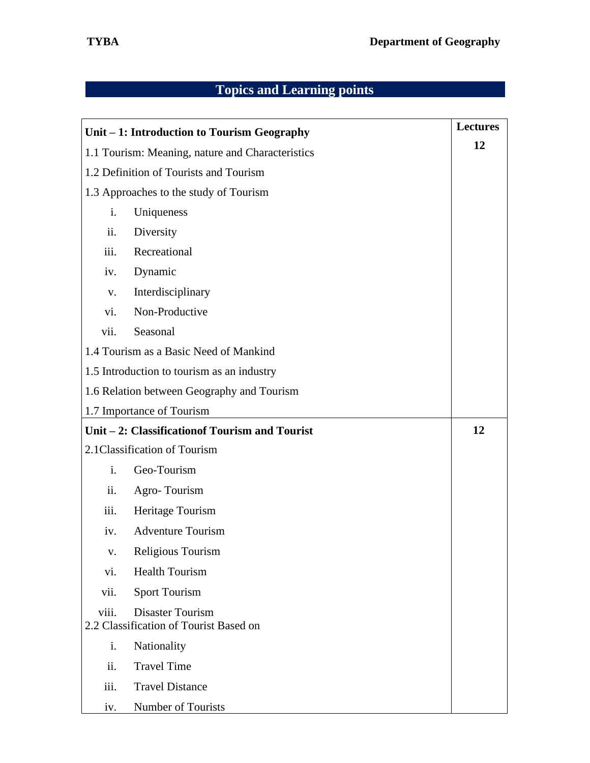## Topics and Learning points

| Unit – 1: Introduction to Tourism Geography | Lectures |
|---|---|
| 1.1 Tourism: Meaning, nature and Characteristics<br>1.2 Definition of Tourists and Tourism<br>1.3 Approaches to the study of Tourism<br>i. Uniqueness<br>ii. Diversity<br>iii. Recreational<br>iv. Dynamic<br>v. Interdisciplinary<br>vi. Non-Productive<br>vii. Seasonal<br>1.4 Tourism as a Basic Need of Mankind<br>1.5 Introduction to tourism as an industry<br>1.6 Relation between Geography and Tourism<br>1.7 Importance of Tourism | **12** |
| **Unit – 2: Classificationof Tourism and Tourist**<br>2.1Classification of Tourism<br>i. Geo-Tourism<br>ii. Agro- Tourism<br>iii. Heritage Tourism<br>iv. Adventure Tourism<br>v. Religious Tourism<br>vi. Health Tourism<br>vii. Sport Tourism<br>viii. Disaster Tourism<br>2.2 Classification of Tourist Based on<br>i. Nationality<br>ii. Travel Time<br>iii. Travel Distance<br>iv. Number of Tourists | **12** |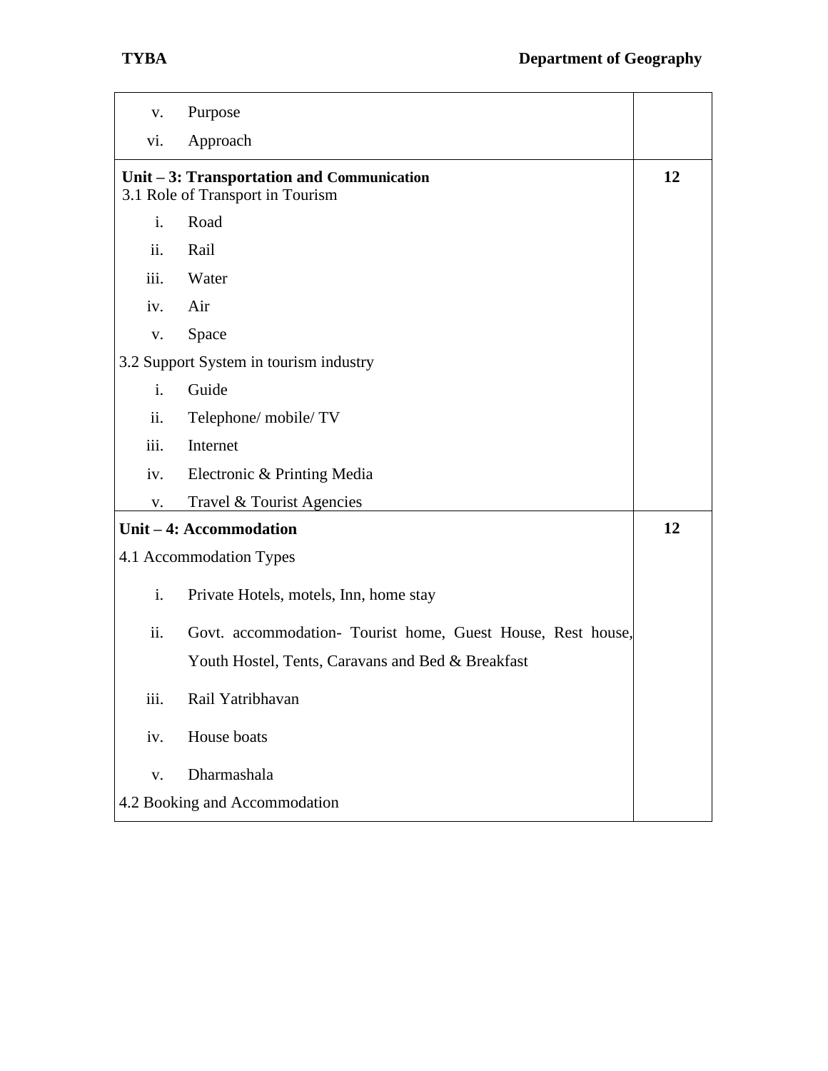| | |
|---|---|
| v. Purpose<br>vi. Approach | |
| **Unit – 3: Transportation and Communication**<br>3.1 Role of Transport in Tourism<br>i. Road<br>ii. Rail<br>iii. Water<br>iv. Air<br>v. Space<br>3.2 Support System in tourism industry<br>i. Guide<br>ii. Telephone/ mobile/ TV<br>iii. Internet<br>iv. Electronic & Printing Media<br>v. Travel & Tourist Agencies | **12** |
| **Unit – 4: Accommodation**<br>4.1 Accommodation Types<br>i. Private Hotels, motels, Inn, home stay<br>ii. Govt. accommodation- Tourist home, Guest House, Rest house, Youth Hostel, Tents, Caravans and Bed & Breakfast<br>iii. Rail Yatribhavan<br>iv. House boats<br>v. Dharmashala<br>4.2 Booking and Accommodation | **12** |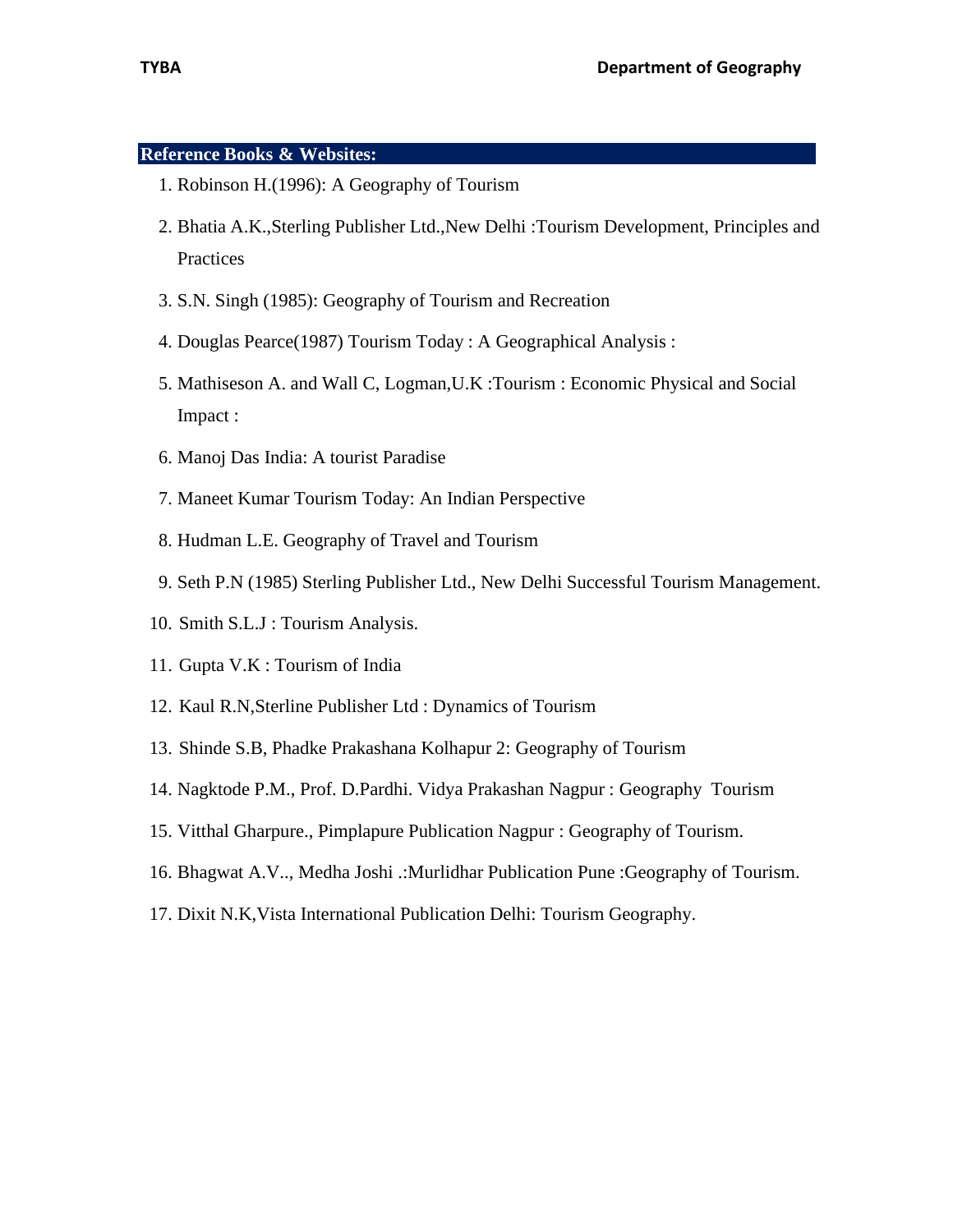## Reference Books & Websites:

1. Robinson H.(1996): A Geography of Tourism
2. Bhatia A.K.,Sterling Publisher Ltd.,New Delhi :Tourism Development, Principles and Practices
3. S.N. Singh (1985): Geography of Tourism and Recreation
4. Douglas Pearce(1987) Tourism Today : A Geographical Analysis :
5. Mathiseson A. and Wall C, Logman,U.K :Tourism : Economic Physical and Social Impact :
6. Manoj Das India: A tourist Paradise
7. Maneet Kumar Tourism Today: An Indian Perspective
8. Hudman L.E. Geography of Travel and Tourism
9. Seth P.N (1985) Sterling Publisher Ltd., New Delhi Successful Tourism Management.
10. Smith S.L.J : Tourism Analysis.
11. Gupta V.K : Tourism of India
12. Kaul R.N,Sterline Publisher Ltd : Dynamics of Tourism
13. Shinde S.B, Phadke Prakashana Kolhapur 2: Geography of Tourism
14. Nagktode P.M., Prof. D.Pardhi. Vidya Prakashan Nagpur : Geography Tourism
15. Vitthal Gharpure., Pimplapure Publication Nagpur : Geography of Tourism.
16. Bhagwat A.V.., Medha Joshi .:Murlidhar Publication Pune :Geography of Tourism.
17. Dixit N.K,Vista International Publication Delhi: Tourism Geography.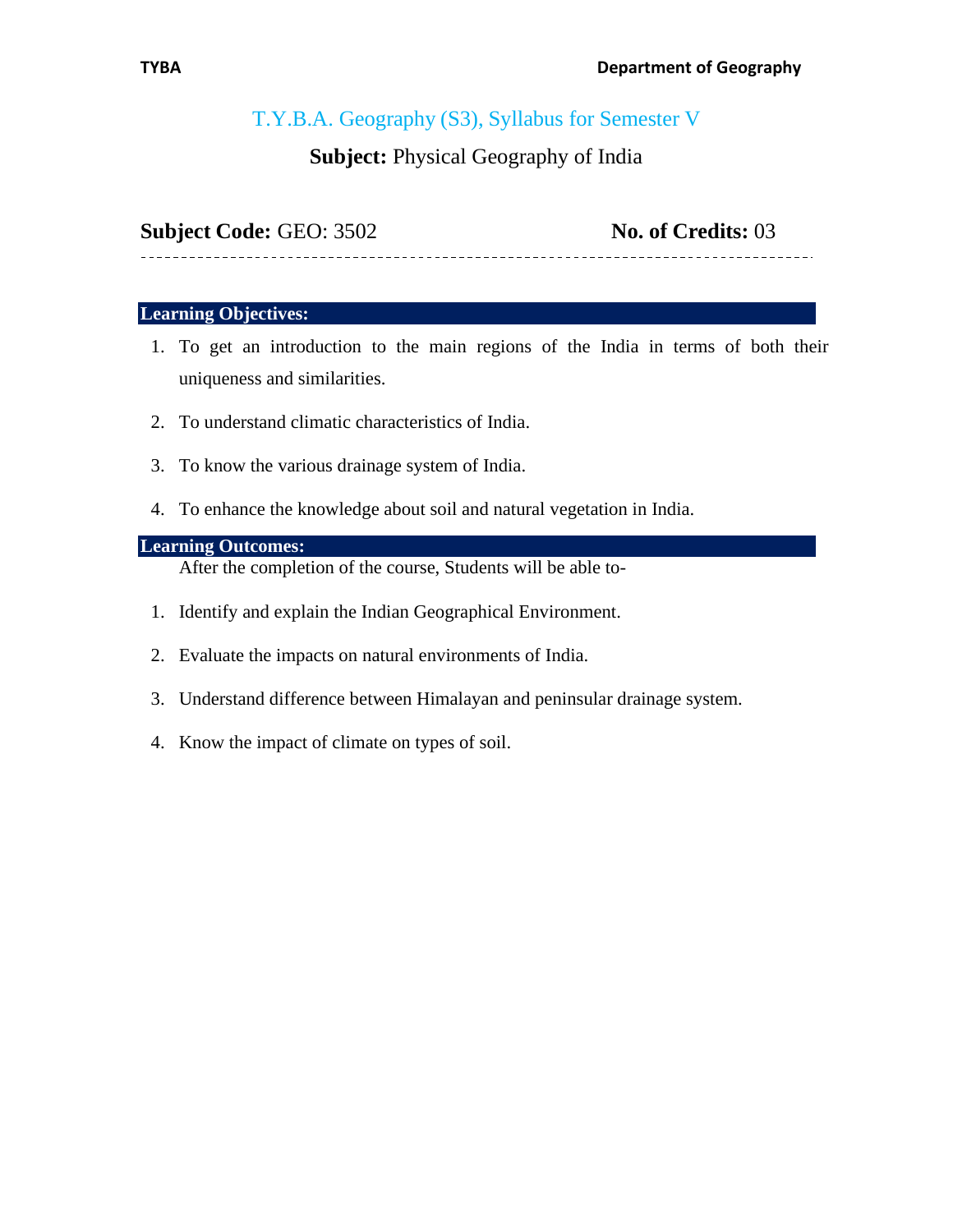## T.Y.B.A. Geography (S3), Syllabus for Semester V

**Subject:** Physical Geography of India

**Subject Code:** GEO: 3502 **No. of Credits:** 03

---

### Learning Objectives:

1. To get an introduction to the main regions of the India in terms of both their uniqueness and similarities.
2. To understand climatic characteristics of India.
3. To know the various drainage system of India.
4. To enhance the knowledge about soil and natural vegetation in India.

### Learning Outcomes:

After the completion of the course, Students will be able to-

1. Identify and explain the Indian Geographical Environment.
2. Evaluate the impacts on natural environments of India.
3. Understand difference between Himalayan and peninsular drainage system.
4. Know the impact of climate on types of soil.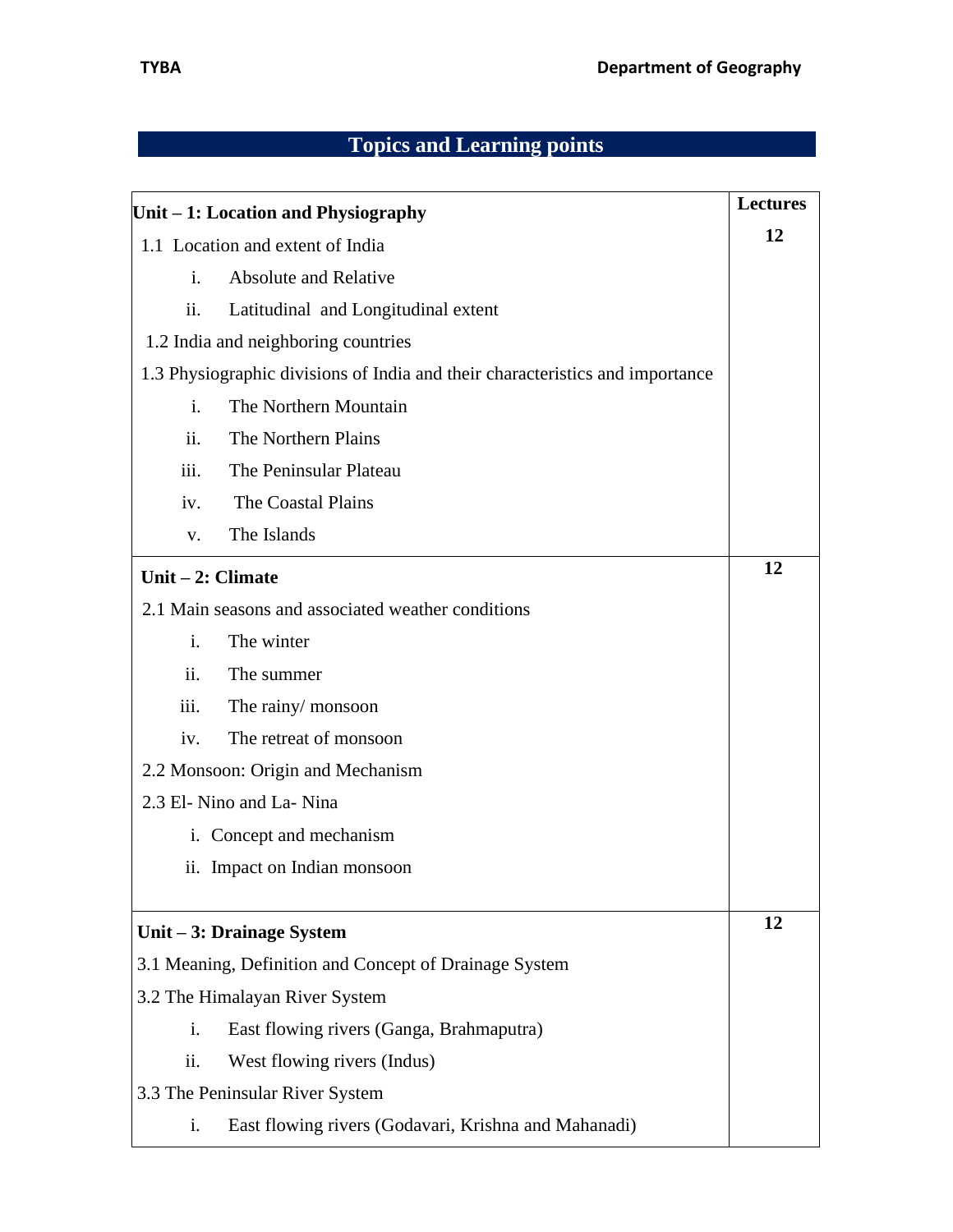## Topics and Learning points

| Unit | Lectures |
|---|---|
| **Unit – 1: Location and Physiography**<br>1.1 Location and extent of India<br>i. Absolute and Relative<br>ii. Latitudinal and Longitudinal extent<br>1.2 India and neighboring countries<br>1.3 Physiographic divisions of India and their characteristics and importance<br>i. The Northern Mountain<br>ii. The Northern Plains<br>iii. The Peninsular Plateau<br>iv. The Coastal Plains<br>v. The Islands | **12** |
| **Unit – 2: Climate**<br>2.1 Main seasons and associated weather conditions<br>i. The winter<br>ii. The summer<br>iii. The rainy/ monsoon<br>iv. The retreat of monsoon<br>2.2 Monsoon: Origin and Mechanism<br>2.3 El- Nino and La- Nina<br>i. Concept and mechanism<br>ii. Impact on Indian monsoon | **12** |
| **Unit – 3: Drainage System**<br>3.1 Meaning, Definition and Concept of Drainage System<br>3.2 The Himalayan River System<br>i. East flowing rivers (Ganga, Brahmaputra)<br>ii. West flowing rivers (Indus)<br>3.3 The Peninsular River System<br>i. East flowing rivers (Godavari, Krishna and Mahanadi) | **12** |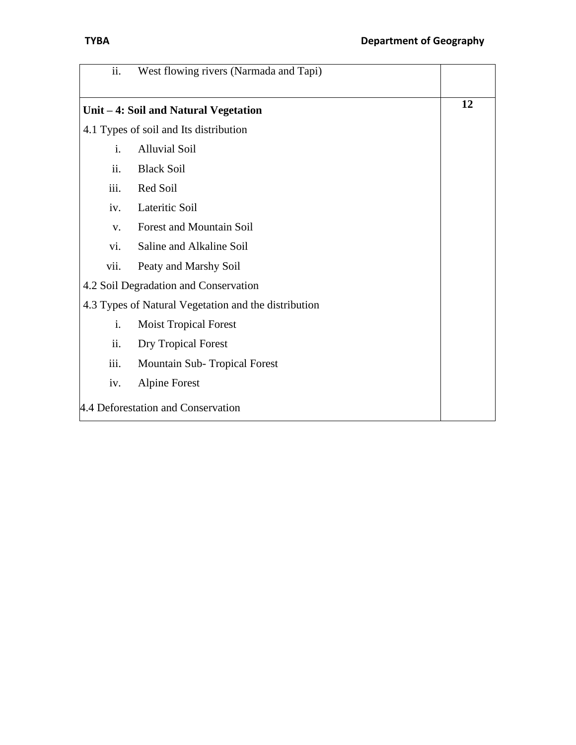| | |
|---|---|
| ii. West flowing rivers (Narmada and Tapi) | |
| **Unit – 4: Soil and Natural Vegetation**<br>4.1 Types of soil and Its distribution<br>i. Alluvial Soil<br>ii. Black Soil<br>iii. Red Soil<br>iv. Lateritic Soil<br>v. Forest and Mountain Soil<br>vi. Saline and Alkaline Soil<br>vii. Peaty and Marshy Soil<br>4.2 Soil Degradation and Conservation<br>4.3 Types of Natural Vegetation and the distribution<br>i. Moist Tropical Forest<br>ii. Dry Tropical Forest<br>iii. Mountain Sub- Tropical Forest<br>iv. Alpine Forest<br>4.4 Deforestation and Conservation | **12** |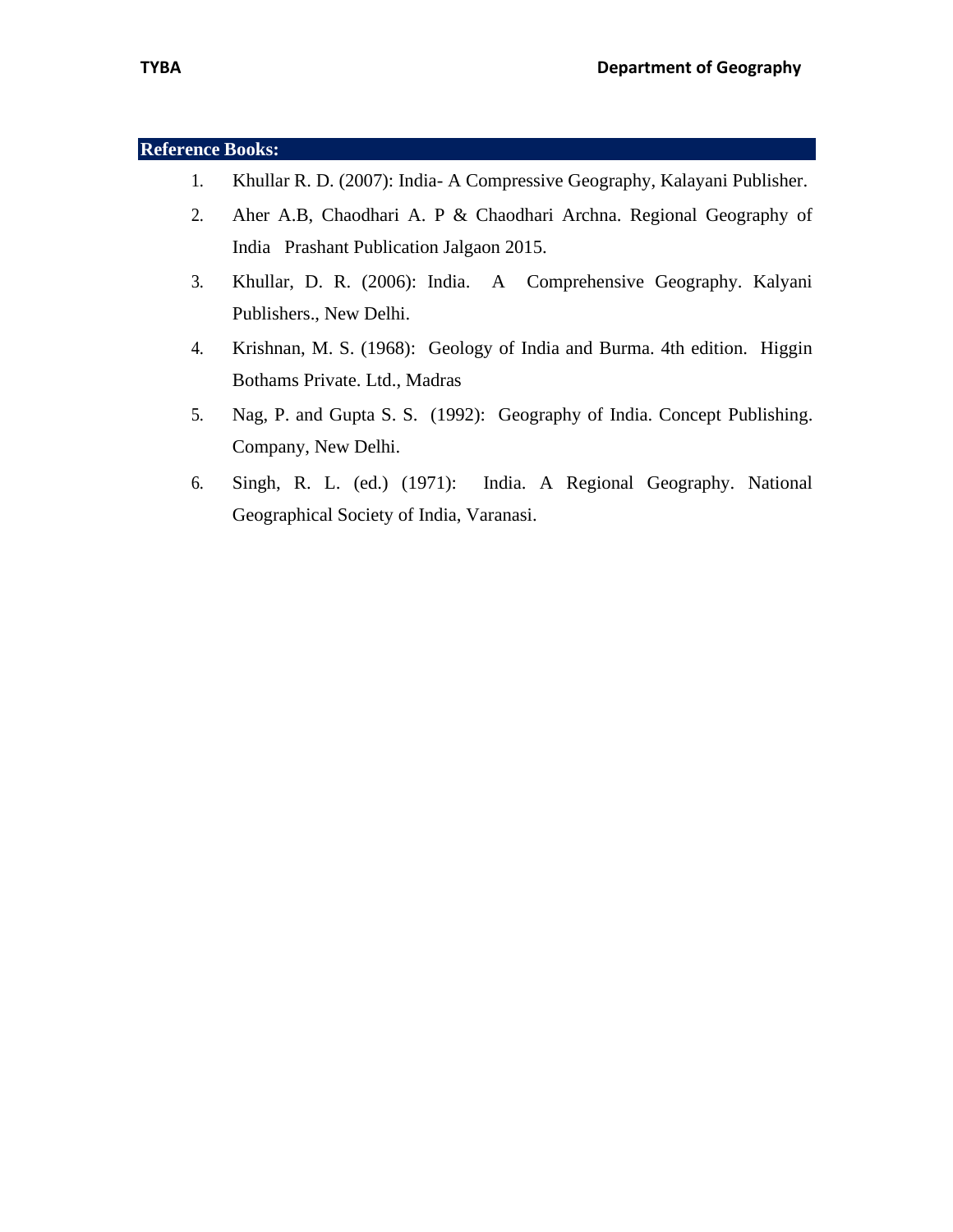## Reference Books:

1. Khullar R. D. (2007): India- A Compressive Geography, Kalayani Publisher.
2. Aher A.B, Chaodhari A. P & Chaodhari Archna. Regional Geography of India Prashant Publication Jalgaon 2015.
3. Khullar, D. R. (2006): India. A Comprehensive Geography. Kalyani Publishers., New Delhi.
4. Krishnan, M. S. (1968): Geology of India and Burma. 4th edition. Higgin Bothams Private. Ltd., Madras
5. Nag, P. and Gupta S. S. (1992): Geography of India. Concept Publishing. Company, New Delhi.
6. Singh, R. L. (ed.) (1971): India. A Regional Geography. National Geographical Society of India, Varanasi.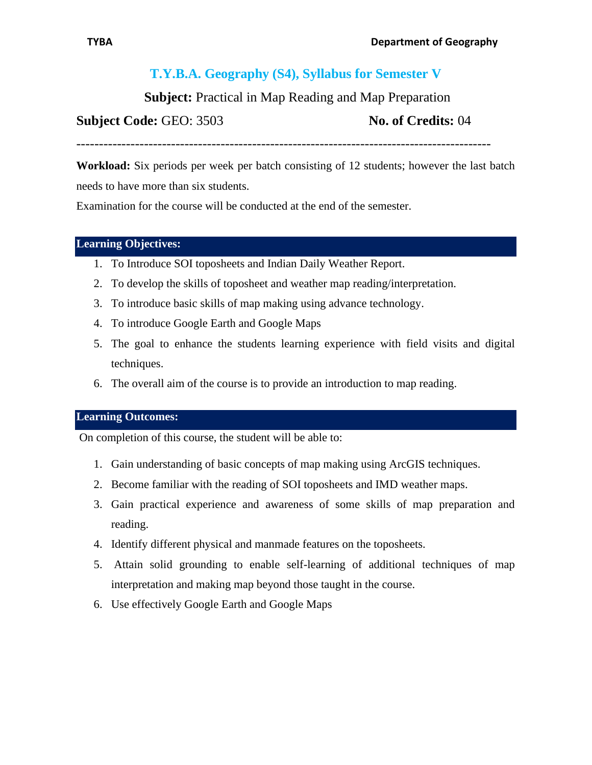# T.Y.B.A. Geography (S4), Syllabus for Semester V

**Subject:** Practical in Map Reading and Map Preparation

**Subject Code:** GEO: 3503 **No. of Credits:** 04

---

**Workload:** Six periods per week per batch consisting of 12 students; however the last batch needs to have more than six students.

Examination for the course will be conducted at the end of the semester.

## Learning Objectives:

1. To Introduce SOI toposheets and Indian Daily Weather Report.
2. To develop the skills of toposheet and weather map reading/interpretation.
3. To introduce basic skills of map making using advance technology.
4. To introduce Google Earth and Google Maps
5. The goal to enhance the students learning experience with field visits and digital techniques.
6. The overall aim of the course is to provide an introduction to map reading.

## Learning Outcomes:

On completion of this course, the student will be able to:

1. Gain understanding of basic concepts of map making using ArcGIS techniques.
2. Become familiar with the reading of SOI toposheets and IMD weather maps.
3. Gain practical experience and awareness of some skills of map preparation and reading.
4. Identify different physical and manmade features on the toposheets.
5. Attain solid grounding to enable self-learning of additional techniques of map interpretation and making map beyond those taught in the course.
6. Use effectively Google Earth and Google Maps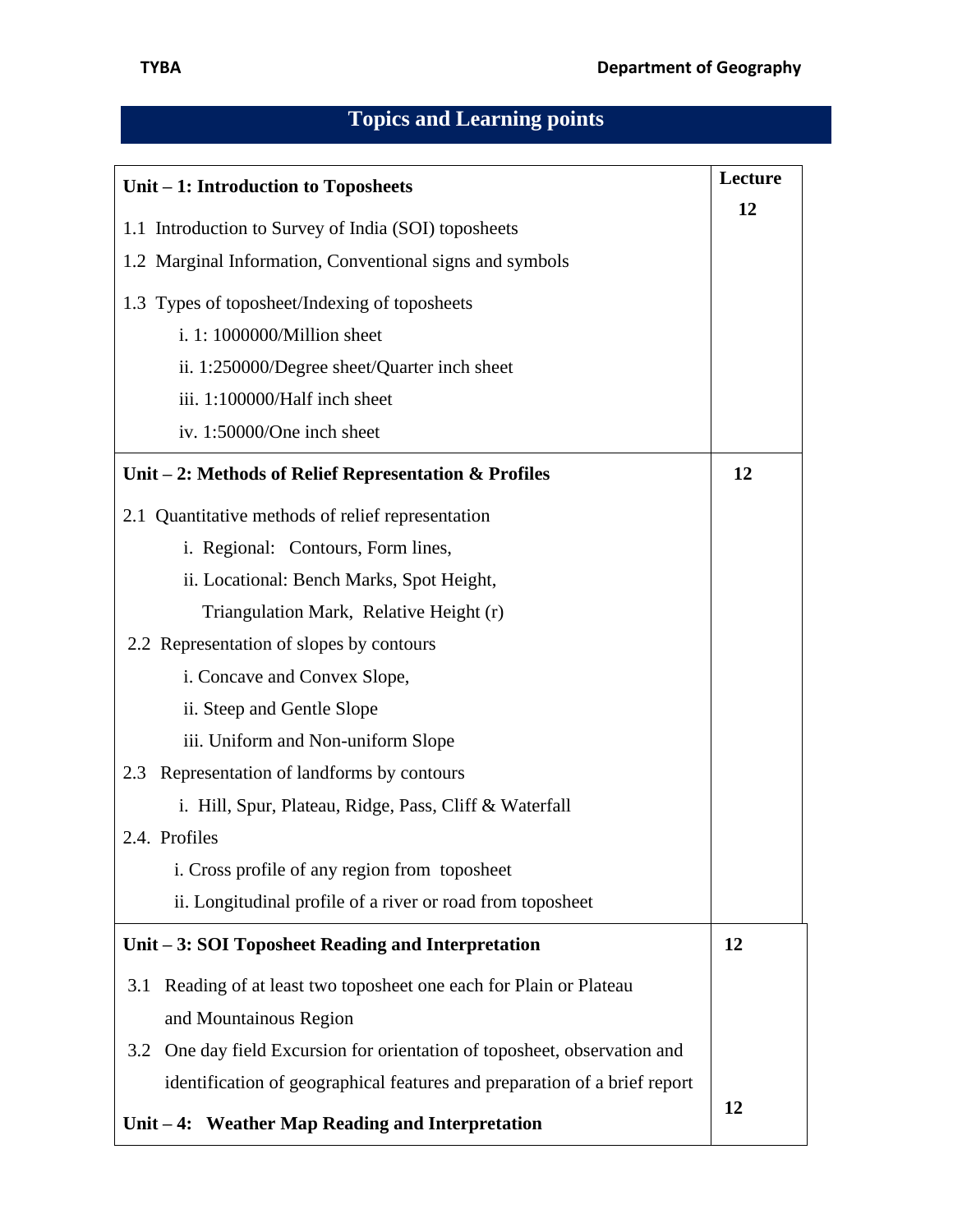## Topics and Learning points

| Unit – 1: Introduction to Toposheets | Lecture 12 |
|---|---|
| 1.1 Introduction to Survey of India (SOI) toposheets<br>1.2 Marginal Information, Conventional signs and symbols<br>1.3 Types of toposheet/Indexing of toposheets<br>i. 1: 1000000/Million sheet<br>ii. 1:250000/Degree sheet/Quarter inch sheet<br>iii. 1:100000/Half inch sheet<br>iv. 1:50000/One inch sheet | |
| **Unit – 2: Methods of Relief Representation & Profiles** | **12** |
| 2.1 Quantitative methods of relief representation<br>i. Regional: Contours, Form lines,<br>ii. Locational: Bench Marks, Spot Height, Triangulation Mark, Relative Height (r)<br>2.2 Representation of slopes by contours<br>i. Concave and Convex Slope,<br>ii. Steep and Gentle Slope<br>iii. Uniform and Non-uniform Slope<br>2.3 Representation of landforms by contours<br>i. Hill, Spur, Plateau, Ridge, Pass, Cliff & Waterfall<br>2.4. Profiles<br>i. Cross profile of any region from toposheet<br>ii. Longitudinal profile of a river or road from toposheet | |
| **Unit – 3: SOI Toposheet Reading and Interpretation** | **12** |
| 3.1 Reading of at least two toposheet one each for Plain or Plateau and Mountainous Region<br>3.2 One day field Excursion for orientation of toposheet, observation and identification of geographical features and preparation of a brief report | |
| **Unit – 4: Weather Map Reading and Interpretation** | **12** |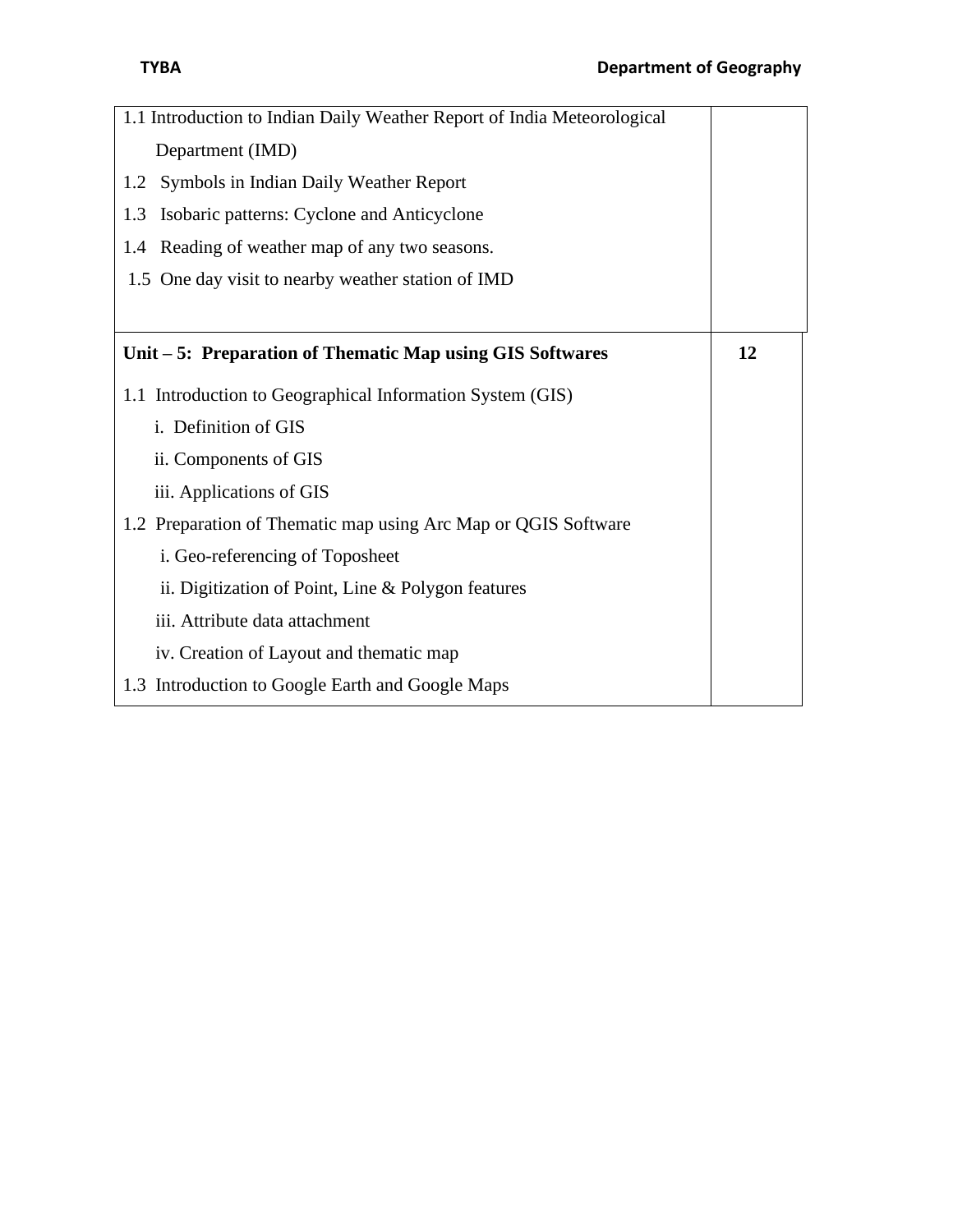| | |
|---|---|
| 1.1 Introduction to Indian Daily Weather Report of India Meteorological Department (IMD)<br>1.2 Symbols in Indian Daily Weather Report<br>1.3 Isobaric patterns: Cyclone and Anticyclone<br>1.4 Reading of weather map of any two seasons.<br>1.5 One day visit to nearby weather station of IMD | |
| **Unit – 5: Preparation of Thematic Map using GIS Softwares** | **12** |
| 1.1 Introduction to Geographical Information System (GIS)<br>i. Definition of GIS<br>ii. Components of GIS<br>iii. Applications of GIS<br>1.2 Preparation of Thematic map using Arc Map or QGIS Software<br>i. Geo-referencing of Toposheet<br>ii. Digitization of Point, Line & Polygon features<br>iii. Attribute data attachment<br>iv. Creation of Layout and thematic map<br>1.3 Introduction to Google Earth and Google Maps | |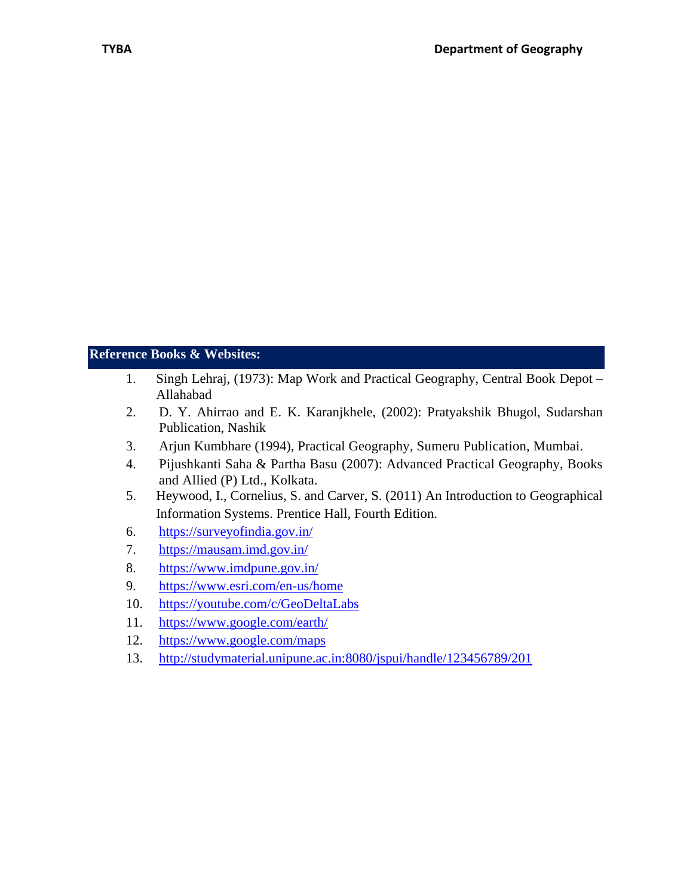## Reference Books & Websites:

1. Singh Lehraj, (1973): Map Work and Practical Geography, Central Book Depot – Allahabad
2. D. Y. Ahirrao and E. K. Karanjkhele, (2002): Pratyakshik Bhugol, Sudarshan Publication, Nashik
3. Arjun Kumbhare (1994), Practical Geography, Sumeru Publication, Mumbai.
4. Pijushkanti Saha & Partha Basu (2007): Advanced Practical Geography, Books and Allied (P) Ltd., Kolkata.
5. Heywood, I., Cornelius, S. and Carver, S. (2011) An Introduction to Geographical Information Systems. Prentice Hall, Fourth Edition.
6. https://surveyofindia.gov.in/
7. https://mausam.imd.gov.in/
8. https://www.imdpune.gov.in/
9. https://www.esri.com/en-us/home
10. https://youtube.com/c/GeoDeltaLabs
11. https://www.google.com/earth/
12. https://www.google.com/maps
13. http://studymaterial.unipune.ac.in:8080/jspui/handle/123456789/201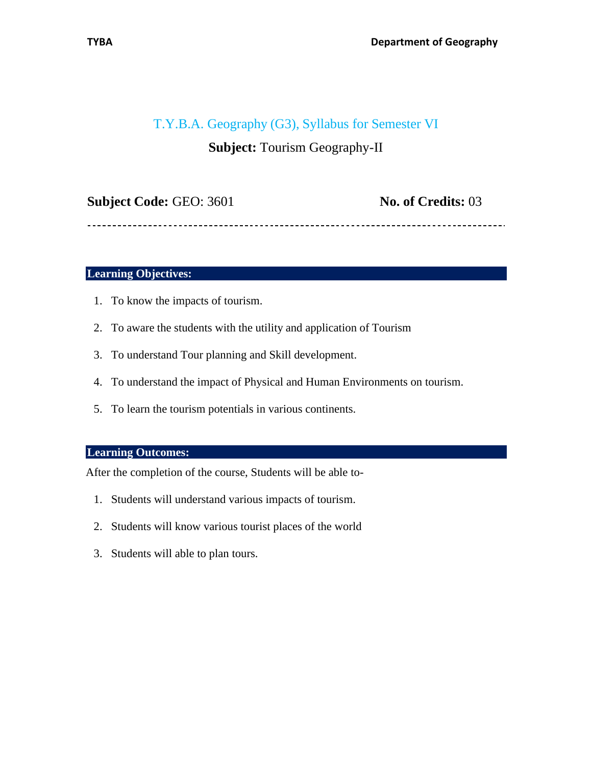## T.Y.B.A. Geography (G3), Syllabus for Semester VI

**Subject:** Tourism Geography-II

**Subject Code:** GEO: 3601 **No. of Credits:** 03

---

**Learning Objectives:**

1. To know the impacts of tourism.
2. To aware the students with the utility and application of Tourism
3. To understand Tour planning and Skill development.
4. To understand the impact of Physical and Human Environments on tourism.
5. To learn the tourism potentials in various continents.

**Learning Outcomes:**

After the completion of the course, Students will be able to-

1. Students will understand various impacts of tourism.
2. Students will know various tourist places of the world
3. Students will able to plan tours.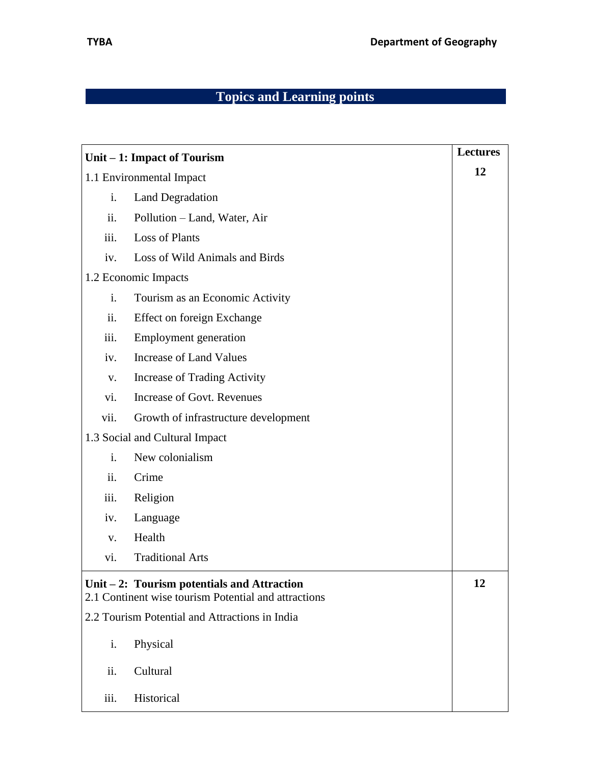## Topics and Learning points

| Unit – 1: Impact of Tourism | Lectures |
|---|---|
| 1.1 Environmental Impact | 12 |
| i. Land Degradation | |
| ii. Pollution – Land, Water, Air | |
| iii. Loss of Plants | |
| iv. Loss of Wild Animals and Birds | |
| 1.2 Economic Impacts | |
| i. Tourism as an Economic Activity | |
| ii. Effect on foreign Exchange | |
| iii. Employment generation | |
| iv. Increase of Land Values | |
| v. Increase of Trading Activity | |
| vi. Increase of Govt. Revenues | |
| vii. Growth of infrastructure development | |
| 1.3 Social and Cultural Impact | |
| i. New colonialism | |
| ii. Crime | |
| iii. Religion | |
| iv. Language | |
| v. Health | |
| vi. Traditional Arts | |
| **Unit – 2: Tourism potentials and Attraction** | **12** |
| 2.1 Continent wise tourism Potential and attractions | |
| 2.2 Tourism Potential and Attractions in India | |
| i. Physical | |
| ii. Cultural | |
| iii. Historical | |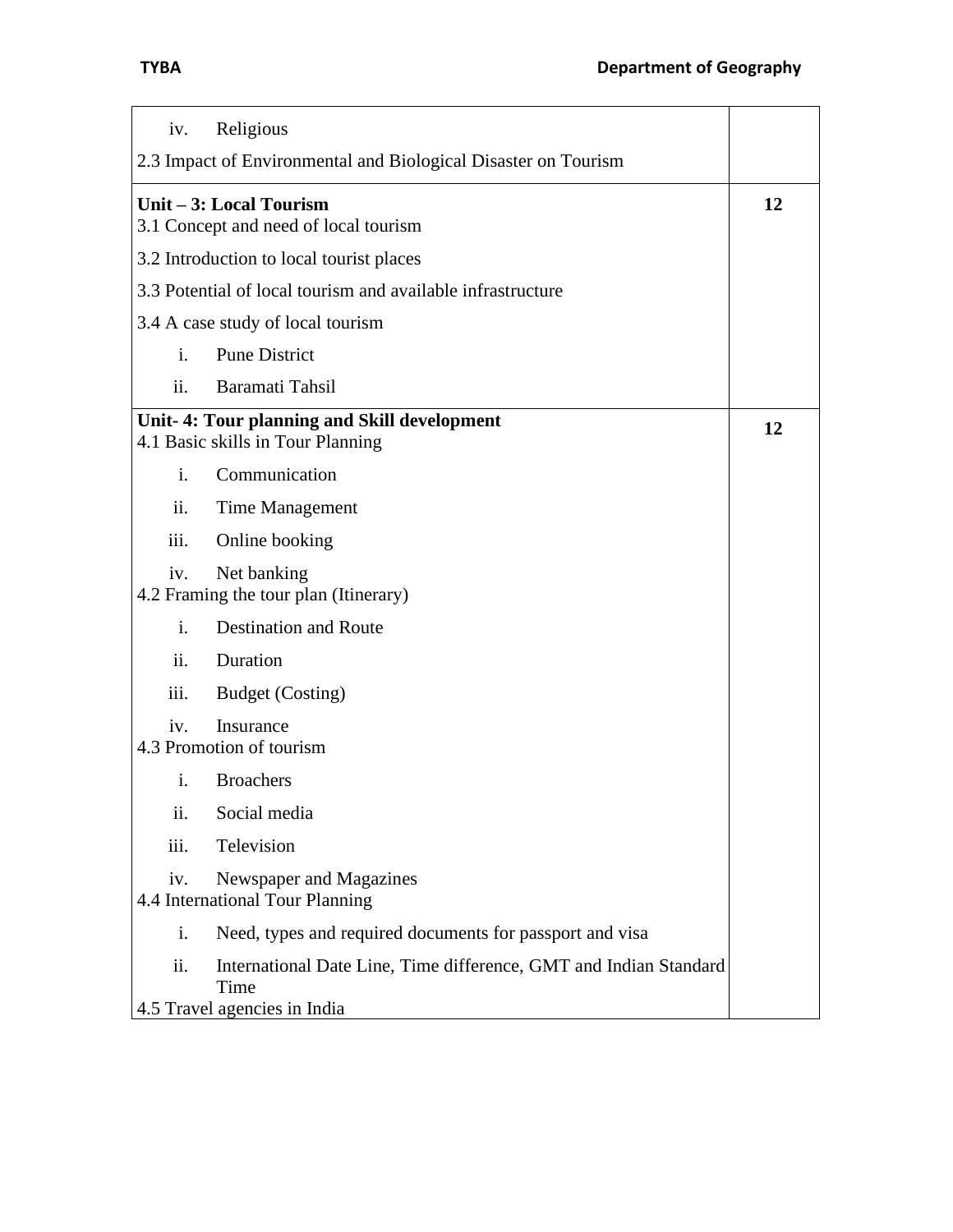| | |
|---|---|
| iv. Religious<br>2.3 Impact of Environmental and Biological Disaster on Tourism | |
| **Unit – 3: Local Tourism**<br>3.1 Concept and need of local tourism<br>3.2 Introduction to local tourist places<br>3.3 Potential of local tourism and available infrastructure<br>3.4 A case study of local tourism<br>i. Pune District<br>ii. Baramati Tahsil | **12** |
| **Unit- 4: Tour planning and Skill development**<br>4.1 Basic skills in Tour Planning<br>i. Communication<br>ii. Time Management<br>iii. Online booking<br>iv. Net banking<br>4.2 Framing the tour plan (Itinerary)<br>i. Destination and Route<br>ii. Duration<br>iii. Budget (Costing)<br>iv. Insurance<br>4.3 Promotion of tourism<br>i. Broachers<br>ii. Social media<br>iii. Television<br>iv. Newspaper and Magazines<br>4.4 International Tour Planning<br>i. Need, types and required documents for passport and visa<br>ii. International Date Line, Time difference, GMT and Indian Standard Time<br>4.5 Travel agencies in India | **12** |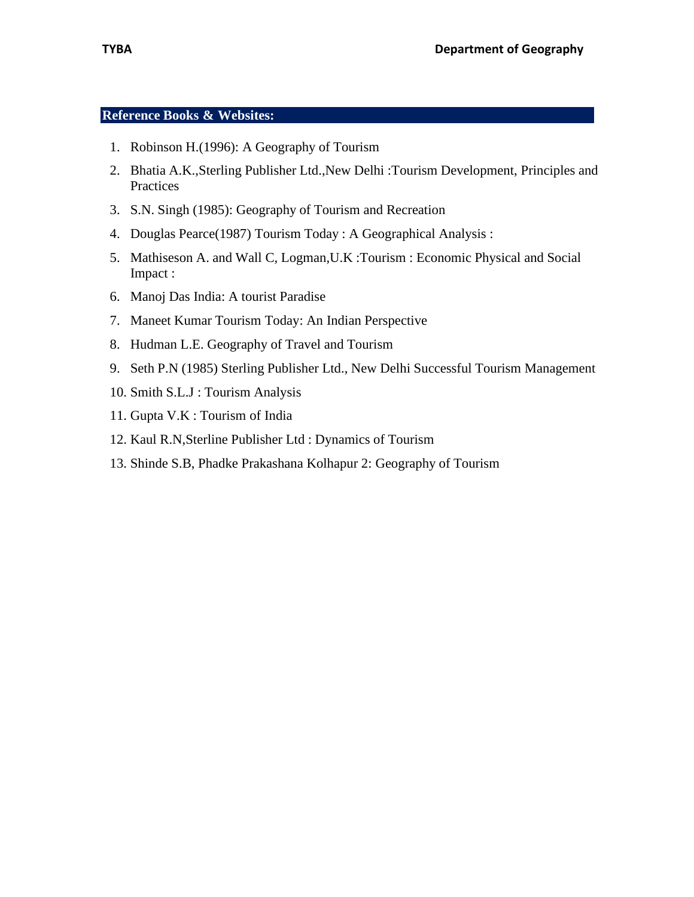## Reference Books & Websites:

1. Robinson H.(1996): A Geography of Tourism
2. Bhatia A.K.,Sterling Publisher Ltd.,New Delhi :Tourism Development, Principles and Practices
3. S.N. Singh (1985): Geography of Tourism and Recreation
4. Douglas Pearce(1987) Tourism Today : A Geographical Analysis :
5. Mathiseson A. and Wall C, Logman,U.K :Tourism : Economic Physical and Social Impact :
6. Manoj Das India: A tourist Paradise
7. Maneet Kumar Tourism Today: An Indian Perspective
8. Hudman L.E. Geography of Travel and Tourism
9. Seth P.N (1985) Sterling Publisher Ltd., New Delhi Successful Tourism Management
10. Smith S.L.J : Tourism Analysis
11. Gupta V.K : Tourism of India
12. Kaul R.N,Sterline Publisher Ltd : Dynamics of Tourism
13. Shinde S.B, Phadke Prakashana Kolhapur 2: Geography of Tourism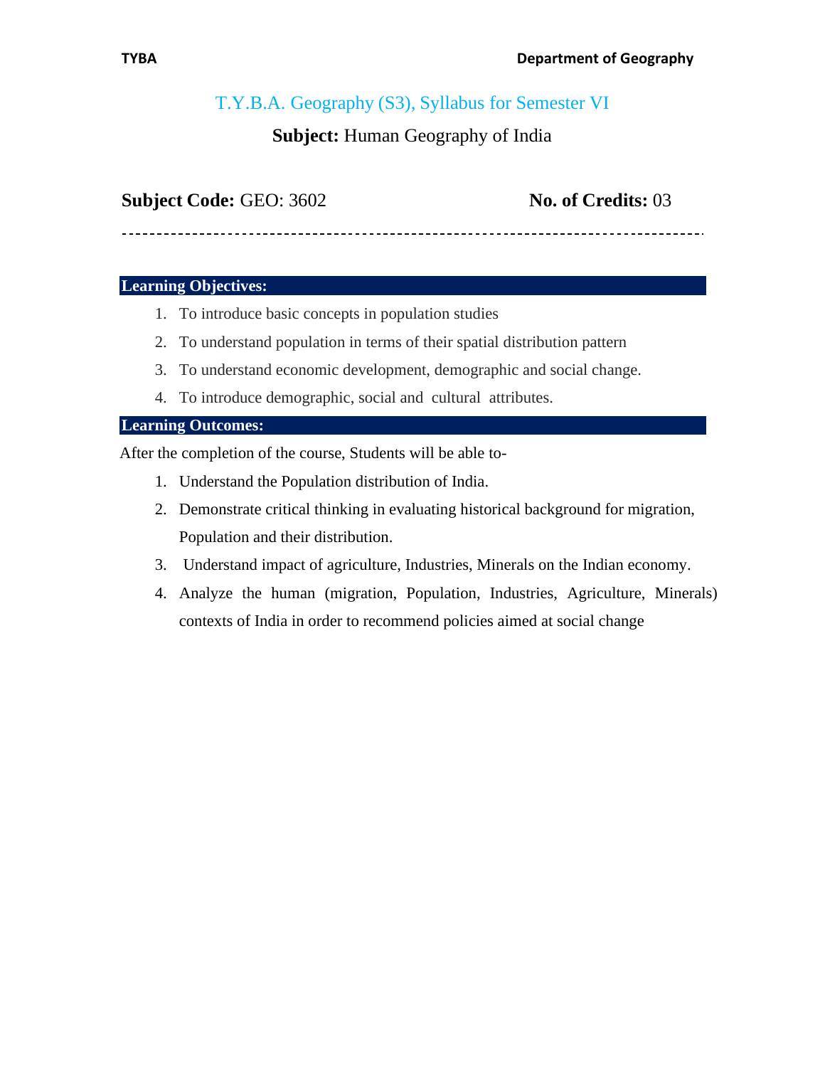## T.Y.B.A. Geography (S3), Syllabus for Semester VI

**Subject:** Human Geography of India

**Subject Code:** GEO: 3602 **No. of Credits:** 03

---

### Learning Objectives:

1. To introduce basic concepts in population studies
2. To understand population in terms of their spatial distribution pattern
3. To understand economic development, demographic and social change.
4. To introduce demographic, social and cultural attributes.

### Learning Outcomes:

After the completion of the course, Students will be able to-

1. Understand the Population distribution of India.
2. Demonstrate critical thinking in evaluating historical background for migration, Population and their distribution.
3. Understand impact of agriculture, Industries, Minerals on the Indian economy.
4. Analyze the human (migration, Population, Industries, Agriculture, Minerals) contexts of India in order to recommend policies aimed at social change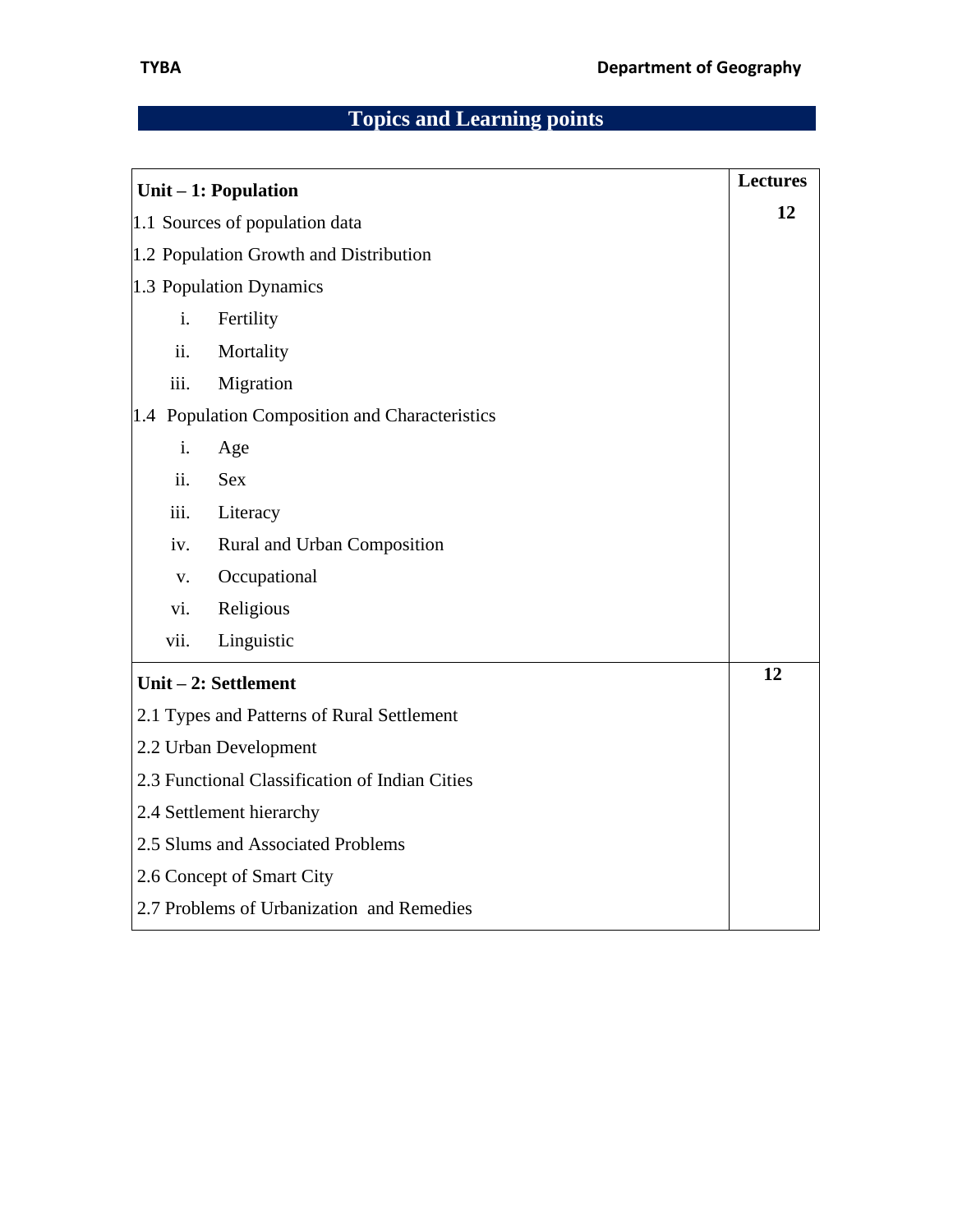## Topics and Learning points

| Unit – 1: Population | Lectures |
|---|---|
| 1.1 Sources of population data<br>1.2 Population Growth and Distribution<br>1.3 Population Dynamics<br>i. Fertility<br>ii. Mortality<br>iii. Migration<br>1.4 Population Composition and Characteristics<br>i. Age<br>ii. Sex<br>iii. Literacy<br>iv. Rural and Urban Composition<br>v. Occupational<br>vi. Religious<br>vii. Linguistic | **12** |
| **Unit – 2: Settlement**<br>2.1 Types and Patterns of Rural Settlement<br>2.2 Urban Development<br>2.3 Functional Classification of Indian Cities<br>2.4 Settlement hierarchy<br>2.5 Slums and Associated Problems<br>2.6 Concept of Smart City<br>2.7 Problems of Urbanization and Remedies | **12** |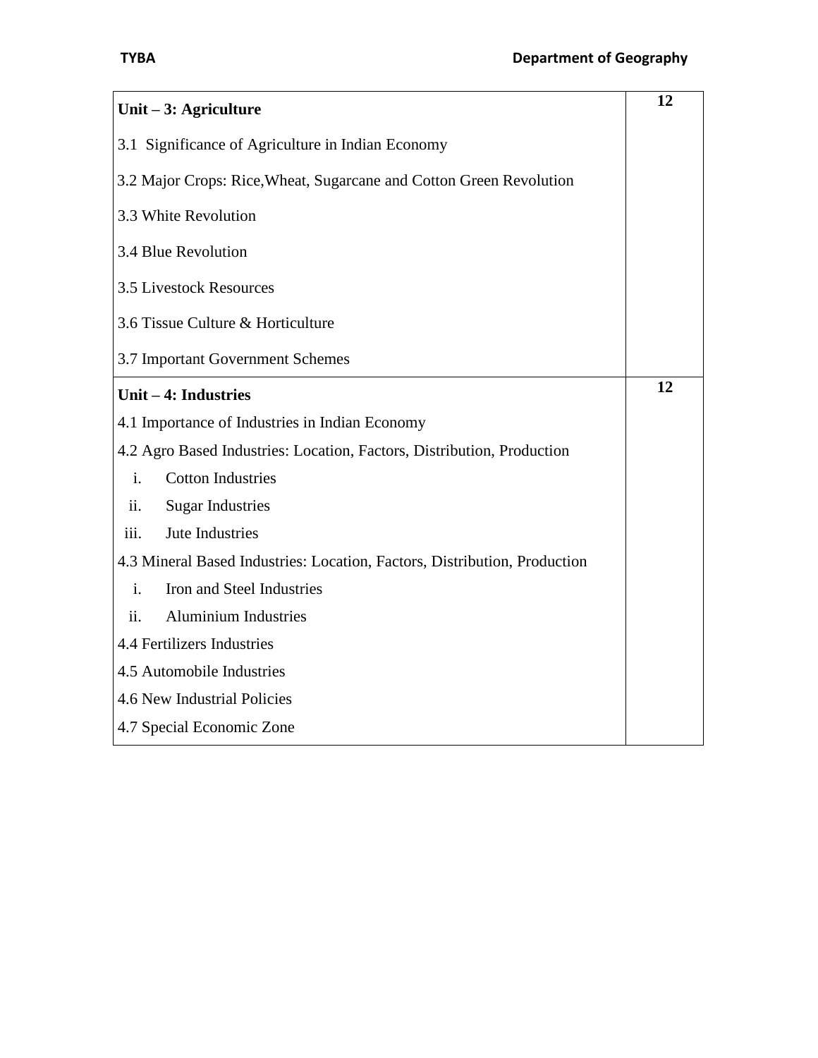| | |
|---|---|
| **Unit – 3: Agriculture**<br><br>3.1 Significance of Agriculture in Indian Economy<br><br>3.2 Major Crops: Rice,Wheat, Sugarcane and Cotton Green Revolution<br><br>3.3 White Revolution<br><br>3.4 Blue Revolution<br><br>3.5 Livestock Resources<br><br>3.6 Tissue Culture & Horticulture<br><br>3.7 Important Government Schemes | **12** |
| **Unit – 4: Industries**<br>4.1 Importance of Industries in Indian Economy<br>4.2 Agro Based Industries: Location, Factors, Distribution, Production<br>i. Cotton Industries<br>ii. Sugar Industries<br>iii. Jute Industries<br>4.3 Mineral Based Industries: Location, Factors, Distribution, Production<br>i. Iron and Steel Industries<br>ii. Aluminium Industries<br>4.4 Fertilizers Industries<br>4.5 Automobile Industries<br>4.6 New Industrial Policies<br>4.7 Special Economic Zone | **12** |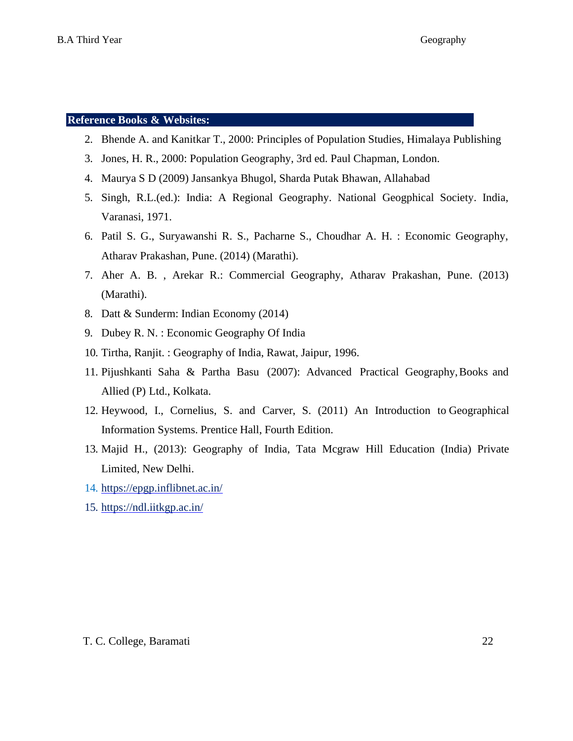**Reference Books & Websites:**

2. Bhende A. and Kanitkar T., 2000: Principles of Population Studies, Himalaya Publishing
3. Jones, H. R., 2000: Population Geography, 3rd ed. Paul Chapman, London.
4. Maurya S D (2009) Jansankya Bhugol, Sharda Putak Bhawan, Allahabad
5. Singh, R.L.(ed.): India: A Regional Geography. National Geogphical Society. India, Varanasi, 1971.
6. Patil S. G., Suryawanshi R. S., Pacharne S., Choudhar A. H. : Economic Geography, Atharav Prakashan, Pune. (2014) (Marathi).
7. Aher A. B. , Arekar R.: Commercial Geography, Atharav Prakashan, Pune. (2013) (Marathi).
8. Datt & Sunderm: Indian Economy (2014)
9. Dubey R. N. : Economic Geography Of India
10. Tirtha, Ranjit. : Geography of India, Rawat, Jaipur, 1996.
11. Pijushkanti Saha & Partha Basu (2007): Advanced Practical Geography, Books and Allied (P) Ltd., Kolkata.
12. Heywood, I., Cornelius, S. and Carver, S. (2011) An Introduction to Geographical Information Systems. Prentice Hall, Fourth Edition.
13. Majid H., (2013): Geography of India, Tata Mcgraw Hill Education (India) Private Limited, New Delhi.
14. https://epgp.inflibnet.ac.in/
15. https://ndl.iitkgp.ac.in/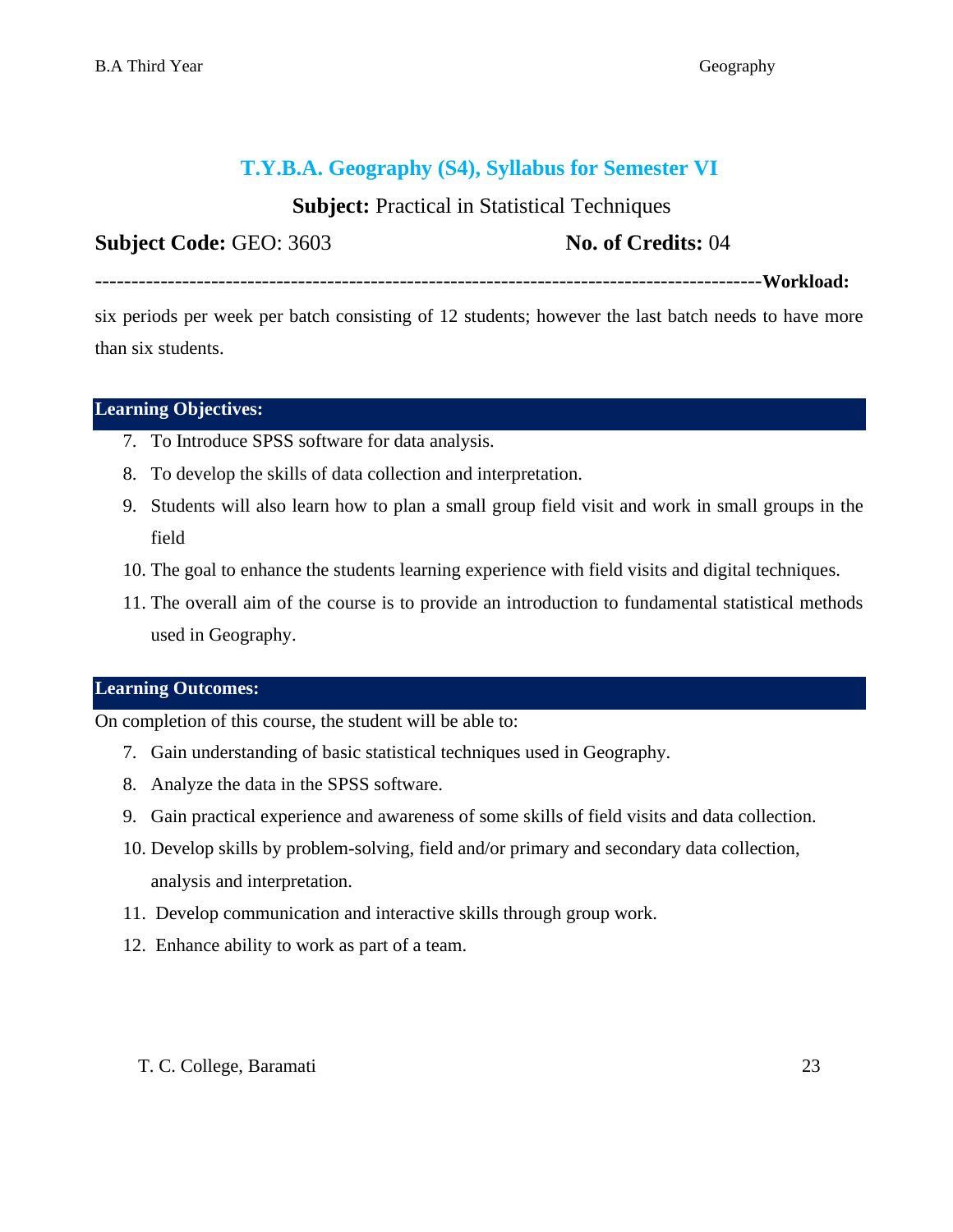## T.Y.B.A. Geography (S4), Syllabus for Semester VI

**Subject:** Practical in Statistical Techniques

**Subject Code:** GEO: 3603 **No. of Credits:** 04

-----------------------------------------------------------------------------------------**Workload:** six periods per week per batch consisting of 12 students; however the last batch needs to have more than six students.

### Learning Objectives:

7. To Introduce SPSS software for data analysis.
8. To develop the skills of data collection and interpretation.
9. Students will also learn how to plan a small group field visit and work in small groups in the field
10. The goal to enhance the students learning experience with field visits and digital techniques.
11. The overall aim of the course is to provide an introduction to fundamental statistical methods used in Geography.

### Learning Outcomes:

On completion of this course, the student will be able to:

7. Gain understanding of basic statistical techniques used in Geography.
8. Analyze the data in the SPSS software.
9. Gain practical experience and awareness of some skills of field visits and data collection.
10. Develop skills by problem-solving, field and/or primary and secondary data collection, analysis and interpretation.
11. Develop communication and interactive skills through group work.
12. Enhance ability to work as part of a team.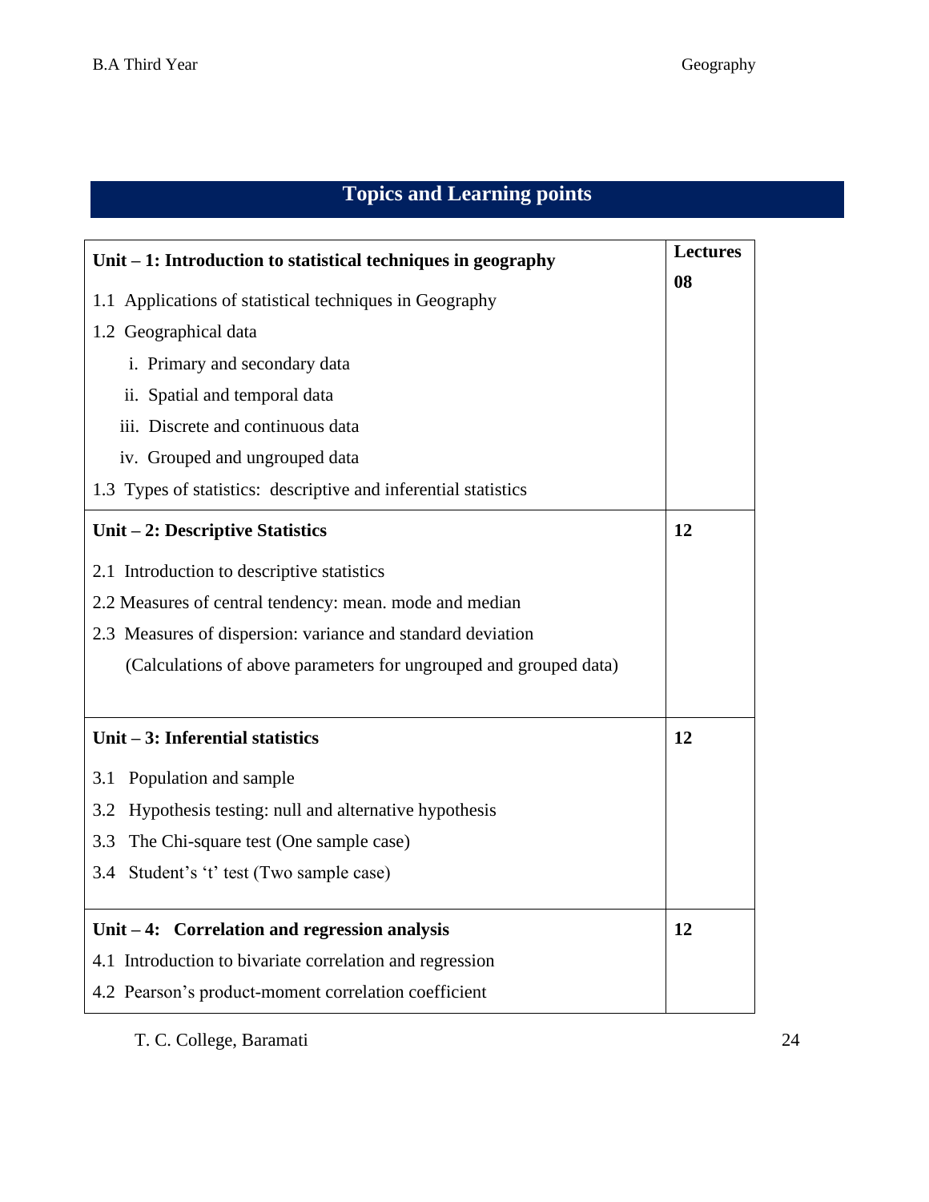## Topics and Learning points

| Unit – 1: Introduction to statistical techniques in geography | Lectures 08 |
|---|---|
| 1.1 Applications of statistical techniques in Geography<br>1.2 Geographical data<br>i. Primary and secondary data<br>ii. Spatial and temporal data<br>iii. Discrete and continuous data<br>iv. Grouped and ungrouped data<br>1.3 Types of statistics: descriptive and inferential statistics | |
| **Unit – 2: Descriptive Statistics** | **12** |
| 2.1 Introduction to descriptive statistics<br>2.2 Measures of central tendency: mean. mode and median<br>2.3 Measures of dispersion: variance and standard deviation<br>(Calculations of above parameters for ungrouped and grouped data) | |
| **Unit – 3: Inferential statistics** | **12** |
| 3.1 Population and sample<br>3.2 Hypothesis testing: null and alternative hypothesis<br>3.3 The Chi-square test (One sample case)<br>3.4 Student's 't' test (Two sample case) | |
| **Unit – 4: Correlation and regression analysis** | **12** |
| 4.1 Introduction to bivariate correlation and regression<br>4.2 Pearson's product-moment correlation coefficient | |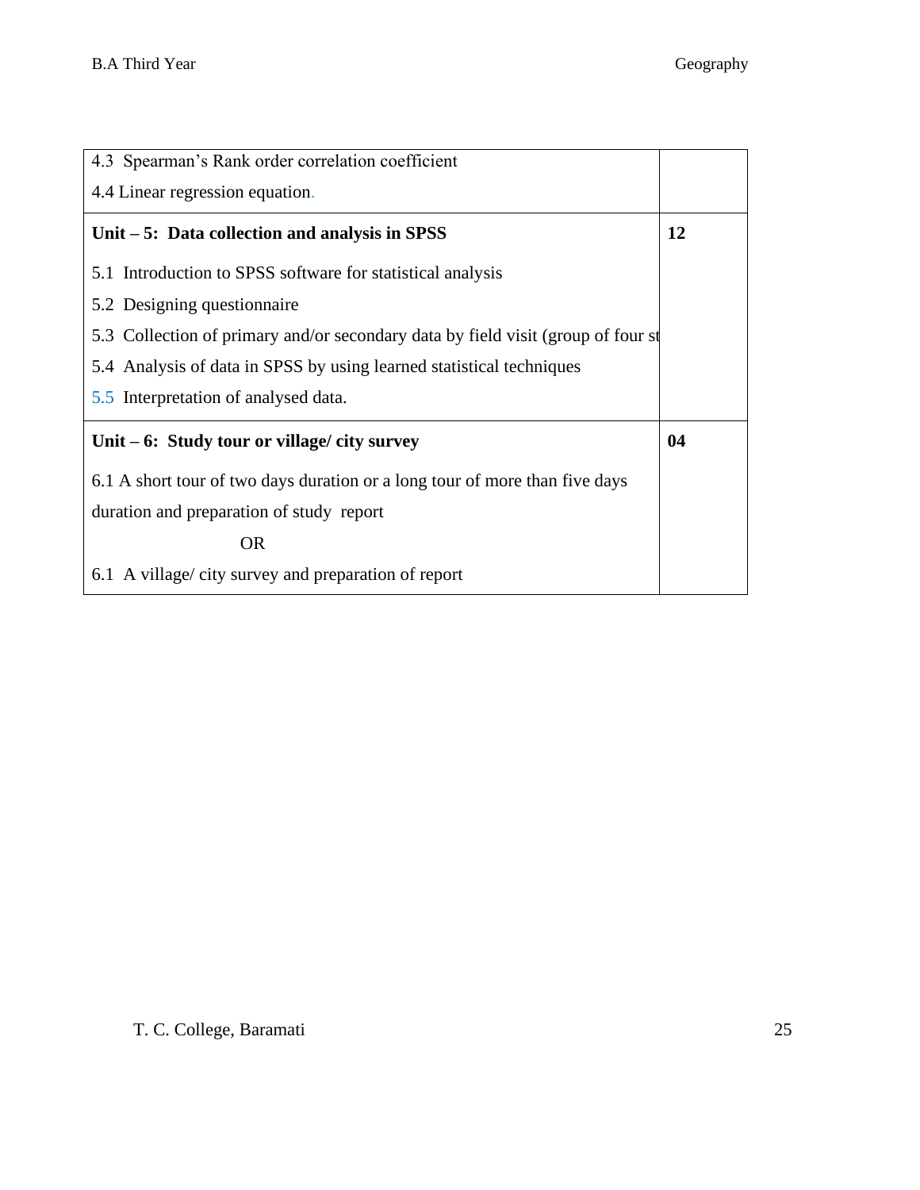| | |
|---|---|
| 4.3 Spearman's Rank order correlation coefficient<br>4.4 Linear regression equation. | |
| **Unit – 5: Data collection and analysis in SPSS**<br>5.1 Introduction to SPSS software for statistical analysis<br>5.2 Designing questionnaire<br>5.3 Collection of primary and/or secondary data by field visit (group of four st<br>5.4 Analysis of data in SPSS by using learned statistical techniques<br>5.5 Interpretation of analysed data. | **12** |
| **Unit – 6: Study tour or village/ city survey**<br>6.1 A short tour of two days duration or a long tour of more than five days duration and preparation of study report<br>OR<br>6.1 A village/ city survey and preparation of report | **04** |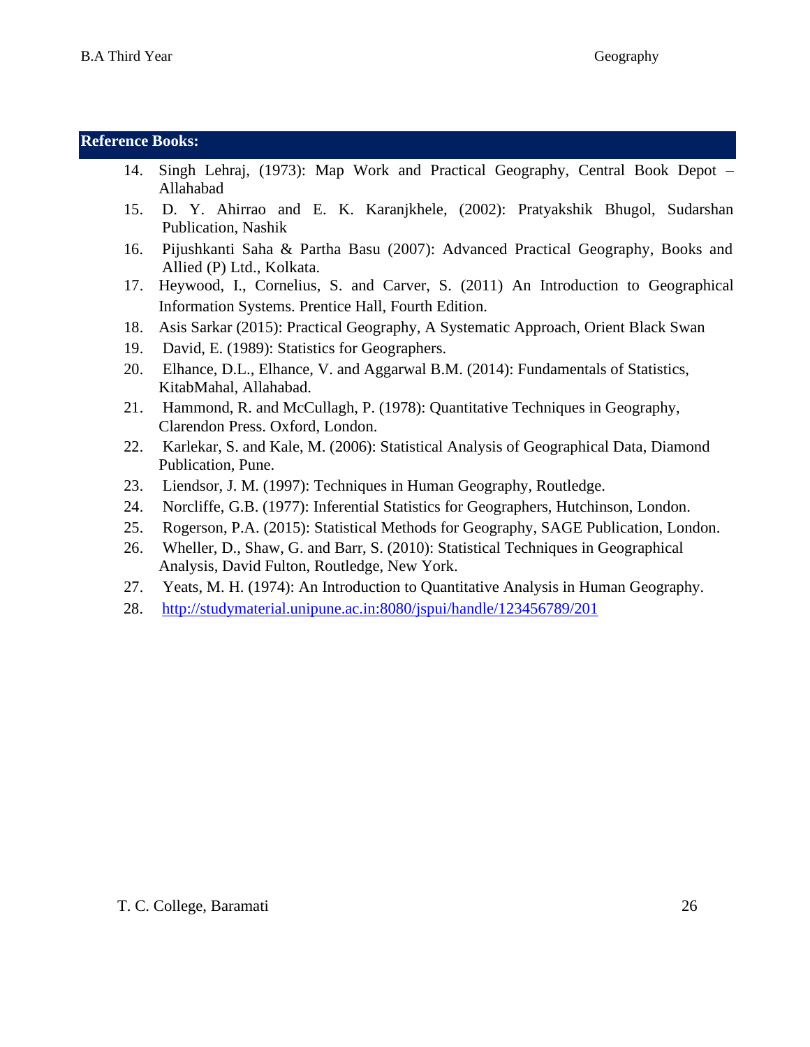**Reference Books:**

14. Singh Lehraj, (1973): Map Work and Practical Geography, Central Book Depot – Allahabad
15. D. Y. Ahirrao and E. K. Karanjkhele, (2002): Pratyakshik Bhugol, Sudarshan Publication, Nashik
16. Pijushkanti Saha & Partha Basu (2007): Advanced Practical Geography, Books and Allied (P) Ltd., Kolkata.
17. Heywood, I., Cornelius, S. and Carver, S. (2011) An Introduction to Geographical Information Systems. Prentice Hall, Fourth Edition.
18. Asis Sarkar (2015): Practical Geography, A Systematic Approach, Orient Black Swan
19. David, E. (1989): Statistics for Geographers.
20. Elhance, D.L., Elhance, V. and Aggarwal B.M. (2014): Fundamentals of Statistics, KitabMahal, Allahabad.
21. Hammond, R. and McCullagh, P. (1978): Quantitative Techniques in Geography, Clarendon Press. Oxford, London.
22. Karlekar, S. and Kale, M. (2006): Statistical Analysis of Geographical Data, Diamond Publication, Pune.
23. Liendsor, J. M. (1997): Techniques in Human Geography, Routledge.
24. Norcliffe, G.B. (1977): Inferential Statistics for Geographers, Hutchinson, London.
25. Rogerson, P.A. (2015): Statistical Methods for Geography, SAGE Publication, London.
26. Wheller, D., Shaw, G. and Barr, S. (2010): Statistical Techniques in Geographical Analysis, David Fulton, Routledge, New York.
27. Yeats, M. H. (1974): An Introduction to Quantitative Analysis in Human Geography.
28. http://studymaterial.unipune.ac.in:8080/jspui/handle/123456789/201